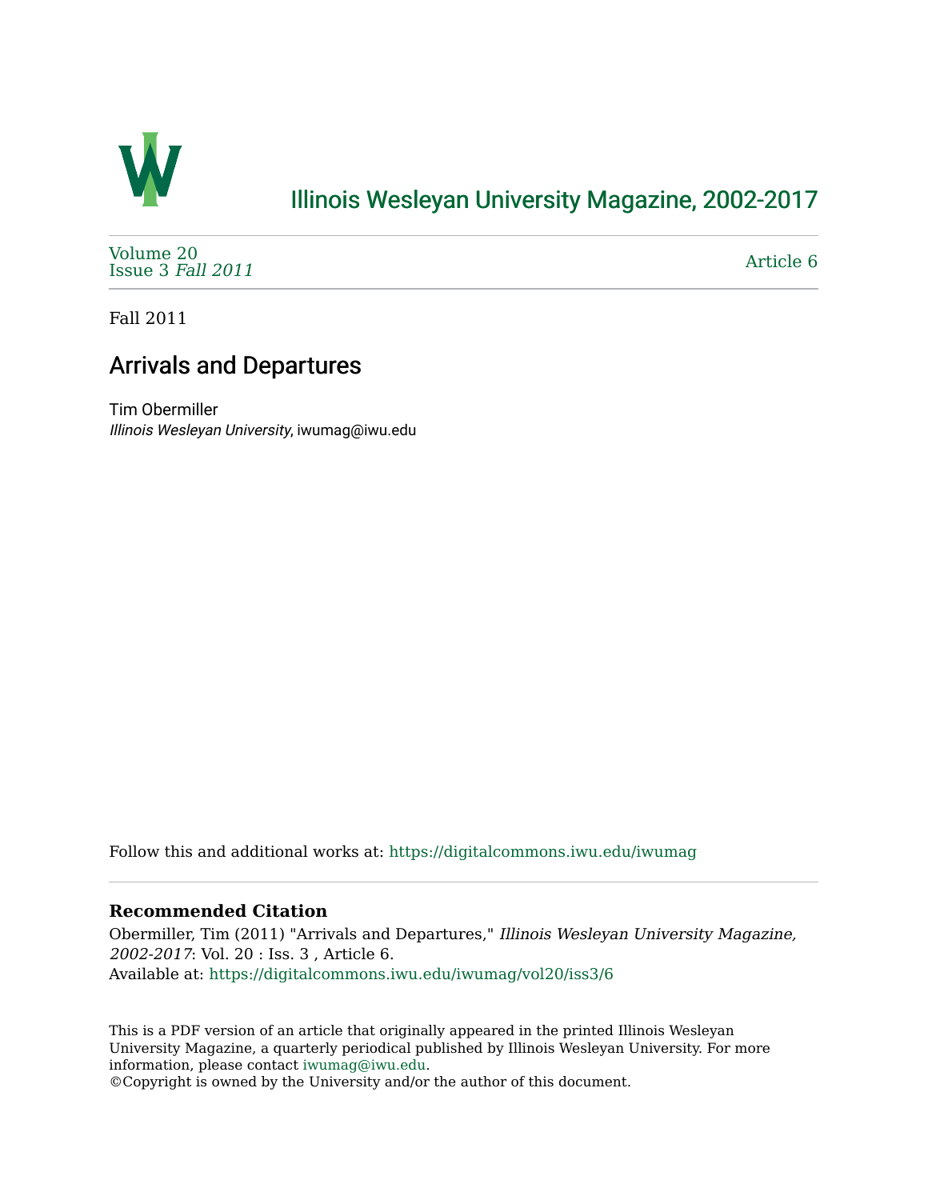# Illinois Wesleyan University Magazine, 2002-2017

Volume 20
Issue 3 *Fall 2011*

Article 6

Fall 2011

## Arrivals and Departures

Tim Obermiller
*Illinois Wesleyan University*, iwumag@iwu.edu

Follow this and additional works at: https://digitalcommons.iwu.edu/iwumag

**Recommended Citation**
Obermiller, Tim (2011) "Arrivals and Departures," *Illinois Wesleyan University Magazine, 2002-2017*: Vol. 20 : Iss. 3 , Article 6.
Available at: https://digitalcommons.iwu.edu/iwumag/vol20/iss3/6

This is a PDF version of an article that originally appeared in the printed Illinois Wesleyan University Magazine, a quarterly periodical published by Illinois Wesleyan University. For more information, please contact iwumag@iwu.edu.
©Copyright is owned by the University and/or the author of this document.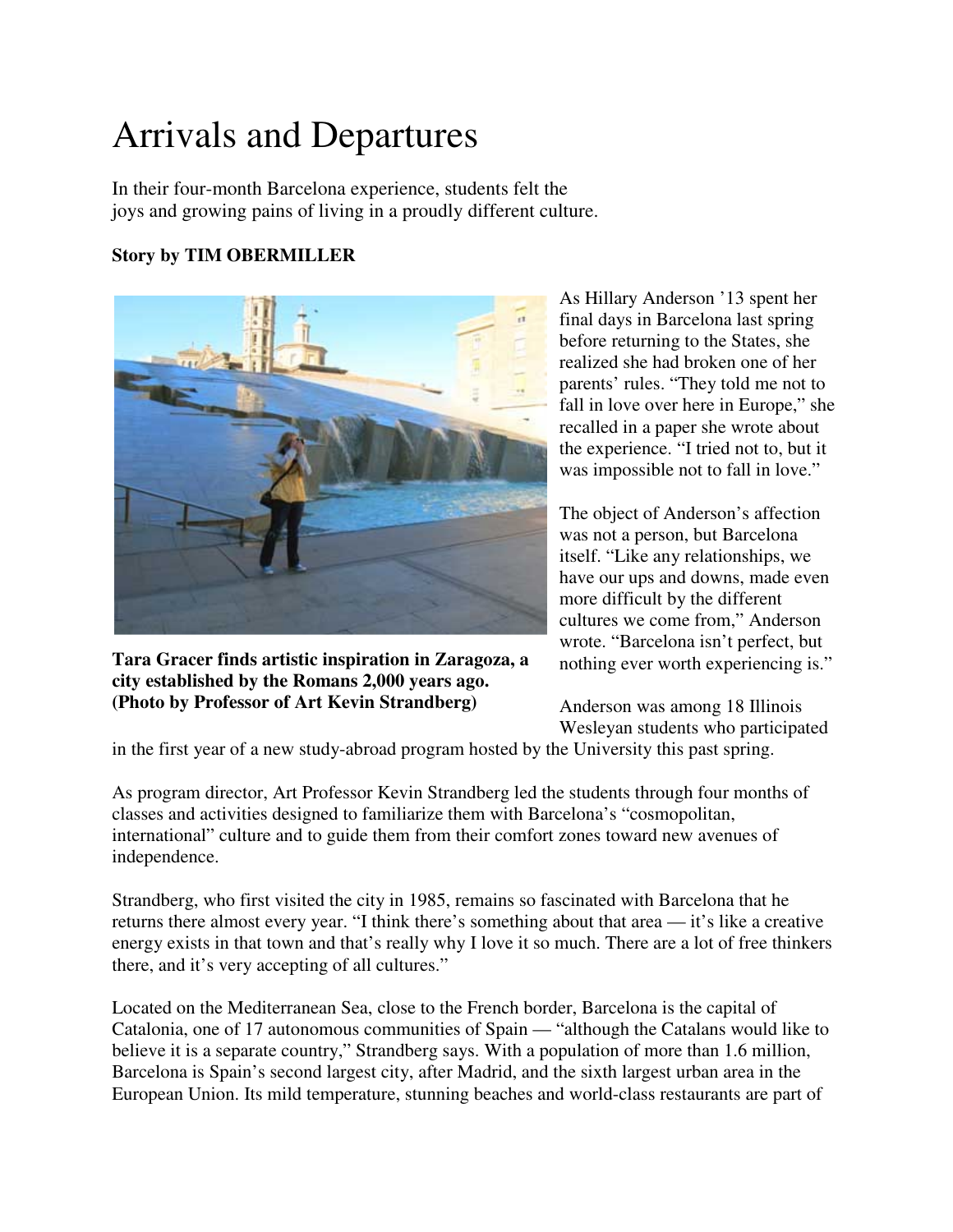# Arrivals and Departures

In their four-month Barcelona experience, students felt the joys and growing pains of living in a proudly different culture.

**Story by TIM OBERMILLER**

**Tara Gracer finds artistic inspiration in Zaragoza, a city established by the Romans 2,000 years ago. (Photo by Professor of Art Kevin Strandberg)**

As Hillary Anderson '13 spent her final days in Barcelona last spring before returning to the States, she realized she had broken one of her parents' rules. "They told me not to fall in love over here in Europe," she recalled in a paper she wrote about the experience. "I tried not to, but it was impossible not to fall in love."

The object of Anderson's affection was not a person, but Barcelona itself. "Like any relationships, we have our ups and downs, made even more difficult by the different cultures we come from," Anderson wrote. "Barcelona isn't perfect, but nothing ever worth experiencing is."

Anderson was among 18 Illinois Wesleyan students who participated in the first year of a new study-abroad program hosted by the University this past spring.

As program director, Art Professor Kevin Strandberg led the students through four months of classes and activities designed to familiarize them with Barcelona's "cosmopolitan, international" culture and to guide them from their comfort zones toward new avenues of independence.

Strandberg, who first visited the city in 1985, remains so fascinated with Barcelona that he returns there almost every year. "I think there's something about that area — it's like a creative energy exists in that town and that's really why I love it so much. There are a lot of free thinkers there, and it's very accepting of all cultures."

Located on the Mediterranean Sea, close to the French border, Barcelona is the capital of Catalonia, one of 17 autonomous communities of Spain — "although the Catalans would like to believe it is a separate country," Strandberg says. With a population of more than 1.6 million, Barcelona is Spain's second largest city, after Madrid, and the sixth largest urban area in the European Union. Its mild temperature, stunning beaches and world-class restaurants are part of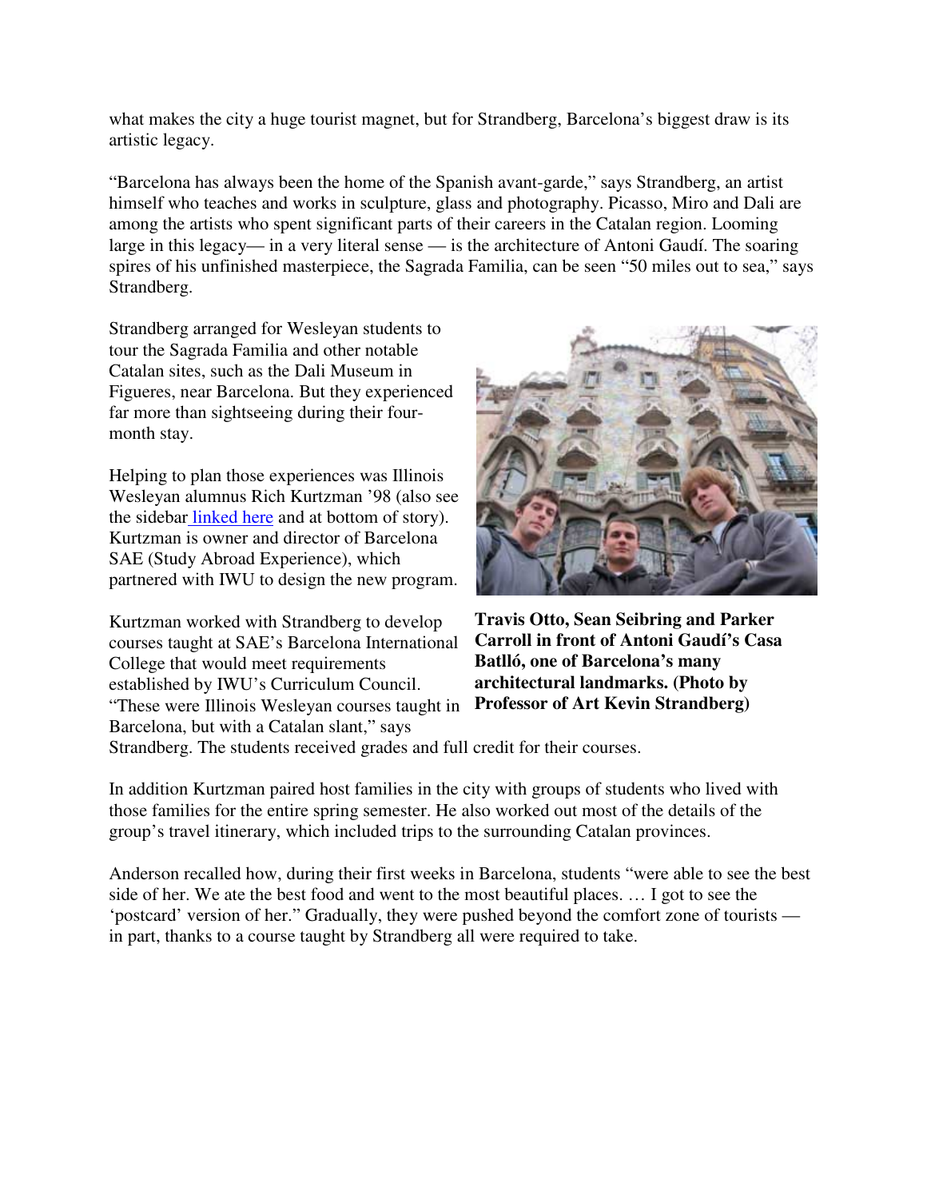what makes the city a huge tourist magnet, but for Strandberg, Barcelona's biggest draw is its artistic legacy.

"Barcelona has always been the home of the Spanish avant-garde," says Strandberg, an artist himself who teaches and works in sculpture, glass and photography. Picasso, Miro and Dali are among the artists who spent significant parts of their careers in the Catalan region. Looming large in this legacy— in a very literal sense — is the architecture of Antoni Gaudí. The soaring spires of his unfinished masterpiece, the Sagrada Familia, can be seen "50 miles out to sea," says Strandberg.

Strandberg arranged for Wesleyan students to tour the Sagrada Familia and other notable Catalan sites, such as the Dali Museum in Figueres, near Barcelona. But they experienced far more than sightseeing during their four-month stay.

Helping to plan those experiences was Illinois Wesleyan alumnus Rich Kurtzman '98 (also see the sidebar linked here and at bottom of story). Kurtzman is owner and director of Barcelona SAE (Study Abroad Experience), which partnered with IWU to design the new program.

**Travis Otto, Sean Seibring and Parker Carroll in front of Antoni Gaudí's Casa Batlló, one of Barcelona's many architectural landmarks. (Photo by Professor of Art Kevin Strandberg)**

Kurtzman worked with Strandberg to develop courses taught at SAE's Barcelona International College that would meet requirements established by IWU's Curriculum Council. "These were Illinois Wesleyan courses taught in Barcelona, but with a Catalan slant," says Strandberg. The students received grades and full credit for their courses.

In addition Kurtzman paired host families in the city with groups of students who lived with those families for the entire spring semester. He also worked out most of the details of the group's travel itinerary, which included trips to the surrounding Catalan provinces.

Anderson recalled how, during their first weeks in Barcelona, students "were able to see the best side of her. We ate the best food and went to the most beautiful places. … I got to see the 'postcard' version of her." Gradually, they were pushed beyond the comfort zone of tourists — in part, thanks to a course taught by Strandberg all were required to take.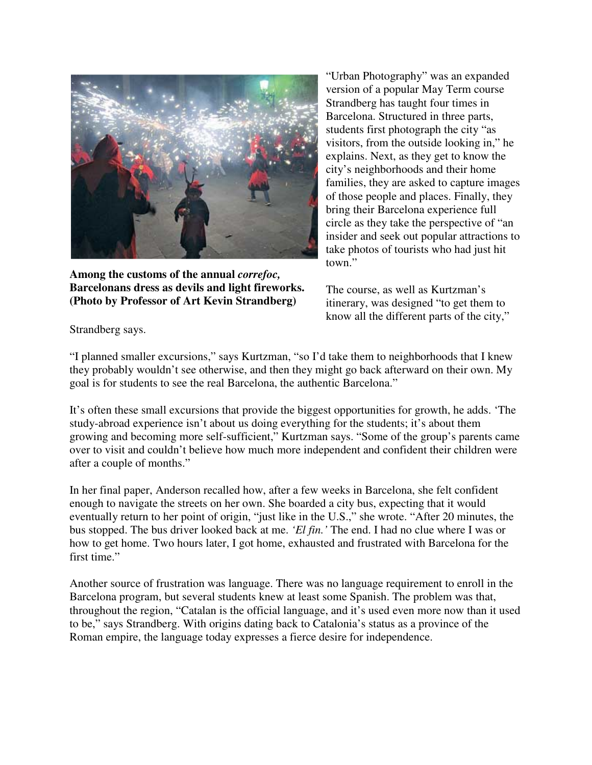**Among the customs of the annual *correfoc,* Barcelonans dress as devils and light fireworks. (Photo by Professor of Art Kevin Strandberg)**

"Urban Photography" was an expanded version of a popular May Term course Strandberg has taught four times in Barcelona. Structured in three parts, students first photograph the city "as visitors, from the outside looking in," he explains. Next, as they get to know the city's neighborhoods and their home families, they are asked to capture images of those people and places. Finally, they bring their Barcelona experience full circle as they take the perspective of "an insider and seek out popular attractions to take photos of tourists who had just hit town."

The course, as well as Kurtzman's itinerary, was designed "to get them to know all the different parts of the city," Strandberg says.

"I planned smaller excursions," says Kurtzman, "so I'd take them to neighborhoods that I knew they probably wouldn't see otherwise, and then they might go back afterward on their own. My goal is for students to see the real Barcelona, the authentic Barcelona."

It's often these small excursions that provide the biggest opportunities for growth, he adds. 'The study-abroad experience isn't about us doing everything for the students; it's about them growing and becoming more self-sufficient," Kurtzman says. "Some of the group's parents came over to visit and couldn't believe how much more independent and confident their children were after a couple of months."

In her final paper, Anderson recalled how, after a few weeks in Barcelona, she felt confident enough to navigate the streets on her own. She boarded a city bus, expecting that it would eventually return to her point of origin, "just like in the U.S.," she wrote. "After 20 minutes, the bus stopped. The bus driver looked back at me. *'El fin.'* The end. I had no clue where I was or how to get home. Two hours later, I got home, exhausted and frustrated with Barcelona for the first time."

Another source of frustration was language. There was no language requirement to enroll in the Barcelona program, but several students knew at least some Spanish. The problem was that, throughout the region, "Catalan is the official language, and it's used even more now than it used to be," says Strandberg. With origins dating back to Catalonia's status as a province of the Roman empire, the language today expresses a fierce desire for independence.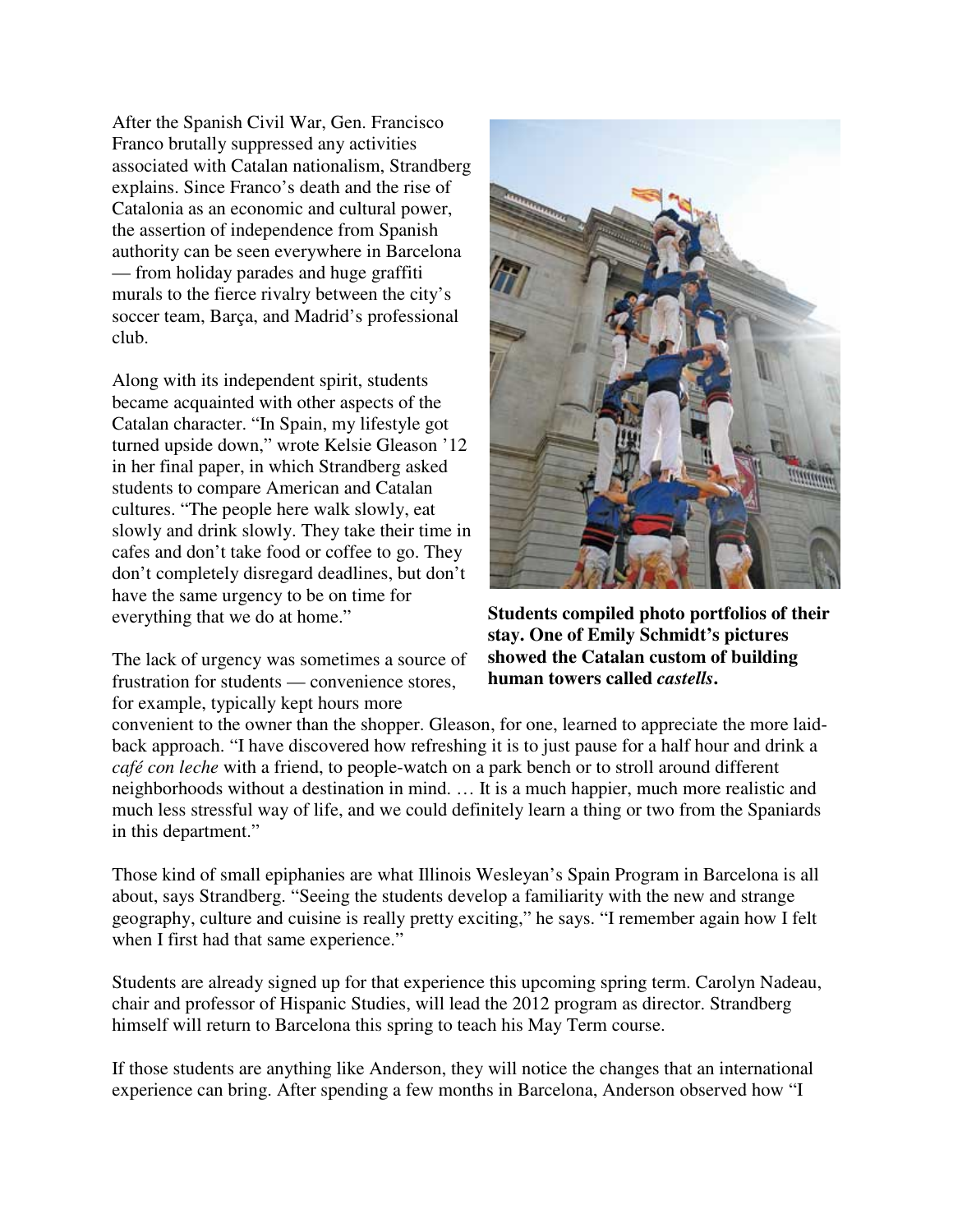After the Spanish Civil War, Gen. Francisco Franco brutally suppressed any activities associated with Catalan nationalism, Strandberg explains. Since Franco's death and the rise of Catalonia as an economic and cultural power, the assertion of independence from Spanish authority can be seen everywhere in Barcelona — from holiday parades and huge graffiti murals to the fierce rivalry between the city's soccer team, Barça, and Madrid's professional club.

Along with its independent spirit, students became acquainted with other aspects of the Catalan character. "In Spain, my lifestyle got turned upside down," wrote Kelsie Gleason '12 in her final paper, in which Strandberg asked students to compare American and Catalan cultures. "The people here walk slowly, eat slowly and drink slowly. They take their time in cafes and don't take food or coffee to go. They don't completely disregard deadlines, but don't have the same urgency to be on time for everything that we do at home."

**Students compiled photo portfolios of their stay. One of Emily Schmidt's pictures showed the Catalan custom of building human towers called *castells*.**

The lack of urgency was sometimes a source of frustration for students — convenience stores, for example, typically kept hours more convenient to the owner than the shopper. Gleason, for one, learned to appreciate the more laid-back approach. "I have discovered how refreshing it is to just pause for a half hour and drink a *café con leche* with a friend, to people-watch on a park bench or to stroll around different neighborhoods without a destination in mind. … It is a much happier, much more realistic and much less stressful way of life, and we could definitely learn a thing or two from the Spaniards in this department."

Those kind of small epiphanies are what Illinois Wesleyan's Spain Program in Barcelona is all about, says Strandberg. "Seeing the students develop a familiarity with the new and strange geography, culture and cuisine is really pretty exciting," he says. "I remember again how I felt when I first had that same experience."

Students are already signed up for that experience this upcoming spring term. Carolyn Nadeau, chair and professor of Hispanic Studies, will lead the 2012 program as director. Strandberg himself will return to Barcelona this spring to teach his May Term course.

If those students are anything like Anderson, they will notice the changes that an international experience can bring. After spending a few months in Barcelona, Anderson observed how "I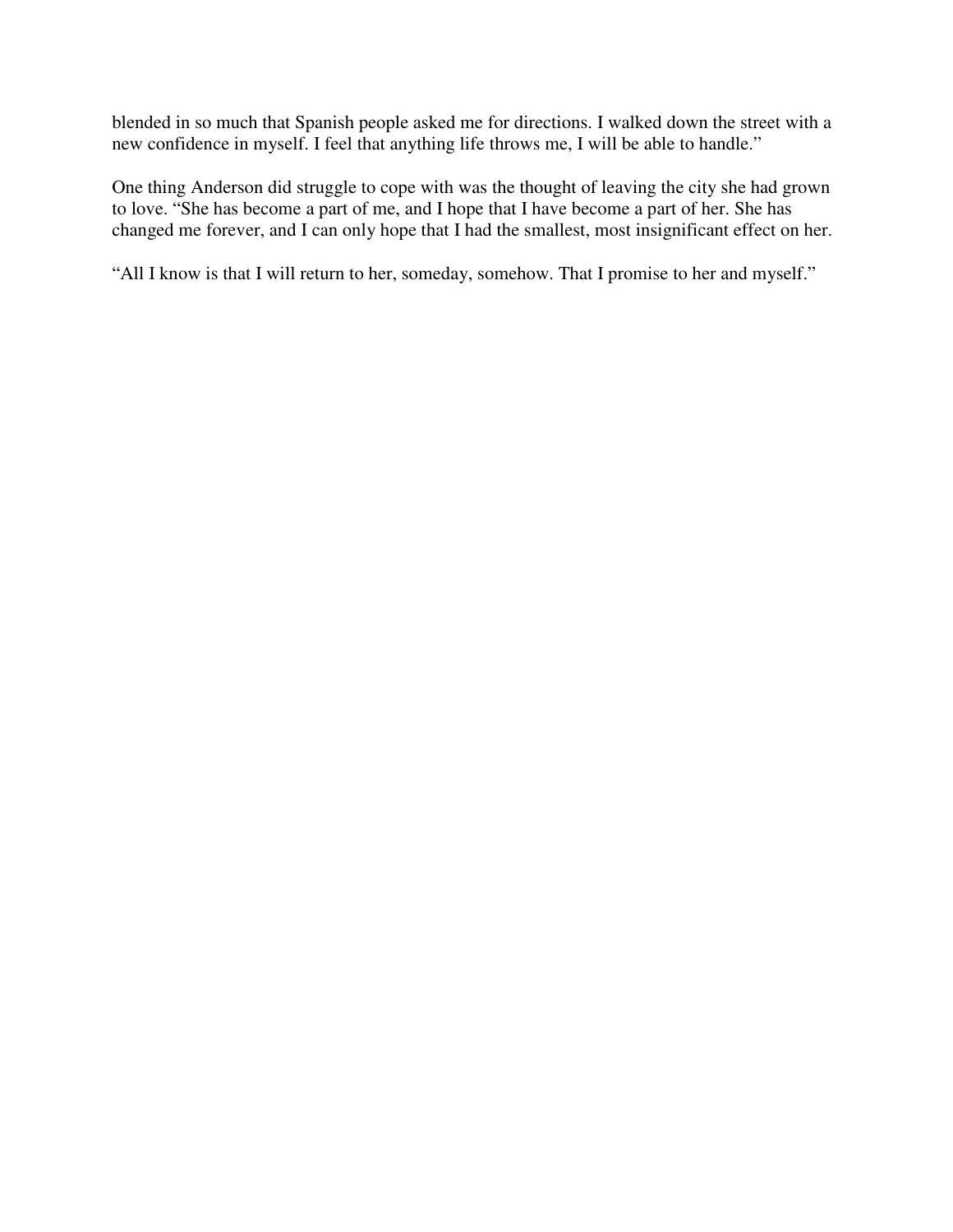blended in so much that Spanish people asked me for directions. I walked down the street with a new confidence in myself. I feel that anything life throws me, I will be able to handle."

One thing Anderson did struggle to cope with was the thought of leaving the city she had grown to love. "She has become a part of me, and I hope that I have become a part of her. She has changed me forever, and I can only hope that I had the smallest, most insignificant effect on her.

"All I know is that I will return to her, someday, somehow. That I promise to her and myself."